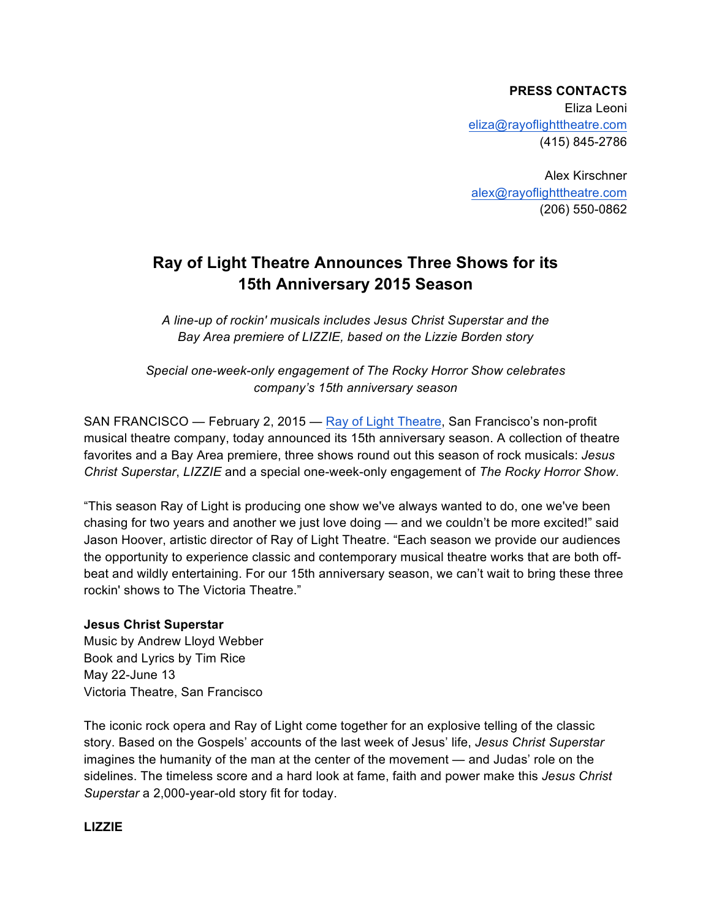**PRESS CONTACTS**
Eliza Leoni
eliza@rayoflighttheatre.com
(415) 845-2786

Alex Kirschner
alex@rayoflighttheatre.com
(206) 550-0862

# Ray of Light Theatre Announces Three Shows for its 15th Anniversary 2015 Season

*A line-up of rockin' musicals includes Jesus Christ Superstar and the Bay Area premiere of LIZZIE, based on the Lizzie Borden story*

*Special one-week-only engagement of The Rocky Horror Show celebrates company's 15th anniversary season*

SAN FRANCISCO — February 2, 2015 — [Ray of Light Theatre](), San Francisco's non-profit musical theatre company, today announced its 15th anniversary season. A collection of theatre favorites and a Bay Area premiere, three shows round out this season of rock musicals: *Jesus Christ Superstar*, *LIZZIE* and a special one-week-only engagement of *The Rocky Horror Show*.

"This season Ray of Light is producing one show we've always wanted to do, one we've been chasing for two years and another we just love doing — and we couldn't be more excited!" said Jason Hoover, artistic director of Ray of Light Theatre. "Each season we provide our audiences the opportunity to experience classic and contemporary musical theatre works that are both off-beat and wildly entertaining. For our 15th anniversary season, we can't wait to bring these three rockin' shows to The Victoria Theatre."

**Jesus Christ Superstar**
Music by Andrew Lloyd Webber
Book and Lyrics by Tim Rice
May 22-June 13
Victoria Theatre, San Francisco

The iconic rock opera and Ray of Light come together for an explosive telling of the classic story. Based on the Gospels' accounts of the last week of Jesus' life, *Jesus Christ Superstar* imagines the humanity of the man at the center of the movement — and Judas' role on the sidelines. The timeless score and a hard look at fame, faith and power make this *Jesus Christ Superstar* a 2,000-year-old story fit for today.

**LIZZIE**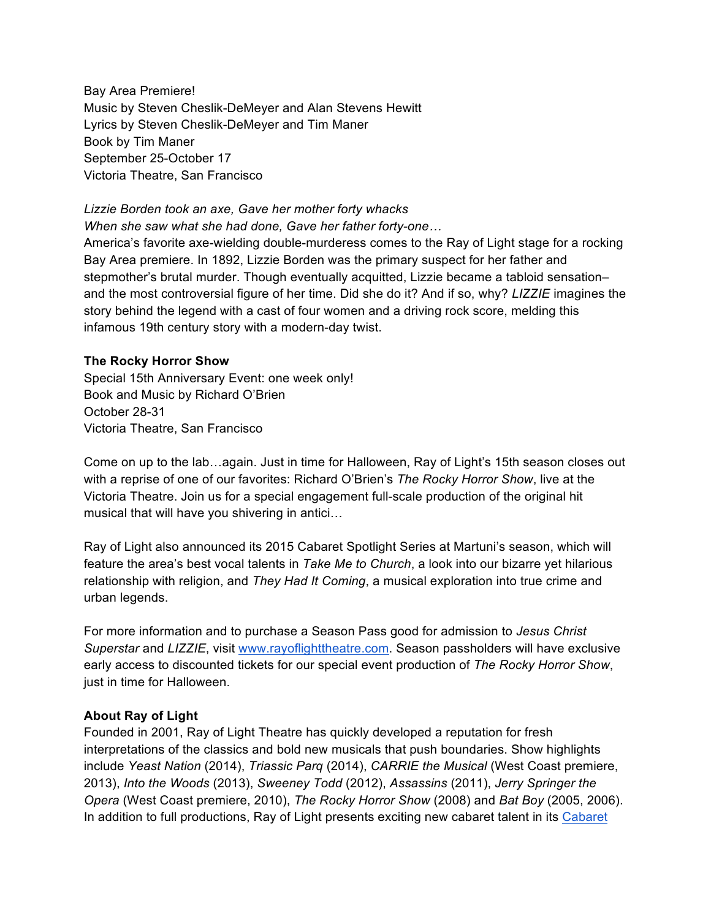Bay Area Premiere!
Music by Steven Cheslik-DeMeyer and Alan Stevens Hewitt
Lyrics by Steven Cheslik-DeMeyer and Tim Maner
Book by Tim Maner
September 25-October 17
Victoria Theatre, San Francisco

*Lizzie Borden took an axe, Gave her mother forty whacks*
*When she saw what she had done, Gave her father forty-one…*
America's favorite axe-wielding double-murderess comes to the Ray of Light stage for a rocking Bay Area premiere. In 1892, Lizzie Borden was the primary suspect for her father and stepmother's brutal murder. Though eventually acquitted, Lizzie became a tabloid sensation– and the most controversial figure of her time. Did she do it? And if so, why? *LIZZIE* imagines the story behind the legend with a cast of four women and a driving rock score, melding this infamous 19th century story with a modern-day twist.

**The Rocky Horror Show**
Special 15th Anniversary Event: one week only!
Book and Music by Richard O'Brien
October 28-31
Victoria Theatre, San Francisco

Come on up to the lab…again. Just in time for Halloween, Ray of Light's 15th season closes out with a reprise of one of our favorites: Richard O'Brien's *The Rocky Horror Show*, live at the Victoria Theatre. Join us for a special engagement full-scale production of the original hit musical that will have you shivering in antici…

Ray of Light also announced its 2015 Cabaret Spotlight Series at Martuni's season, which will feature the area's best vocal talents in *Take Me to Church*, a look into our bizarre yet hilarious relationship with religion, and *They Had It Coming*, a musical exploration into true crime and urban legends.

For more information and to purchase a Season Pass good for admission to *Jesus Christ Superstar* and *LIZZIE*, visit [www.rayoflighttheatre.com](www.rayoflighttheatre.com). Season passholders will have exclusive early access to discounted tickets for our special event production of *The Rocky Horror Show*, just in time for Halloween.

**About Ray of Light**
Founded in 2001, Ray of Light Theatre has quickly developed a reputation for fresh interpretations of the classics and bold new musicals that push boundaries. Show highlights include *Yeast Nation* (2014), *Triassic Parq* (2014), *CARRIE the Musical* (West Coast premiere, 2013), *Into the Woods* (2013), *Sweeney Todd* (2012), *Assassins* (2011), *Jerry Springer the Opera* (West Coast premiere, 2010), *The Rocky Horror Show* (2008) and *Bat Boy* (2005, 2006). In addition to full productions, Ray of Light presents exciting new cabaret talent in its Cabaret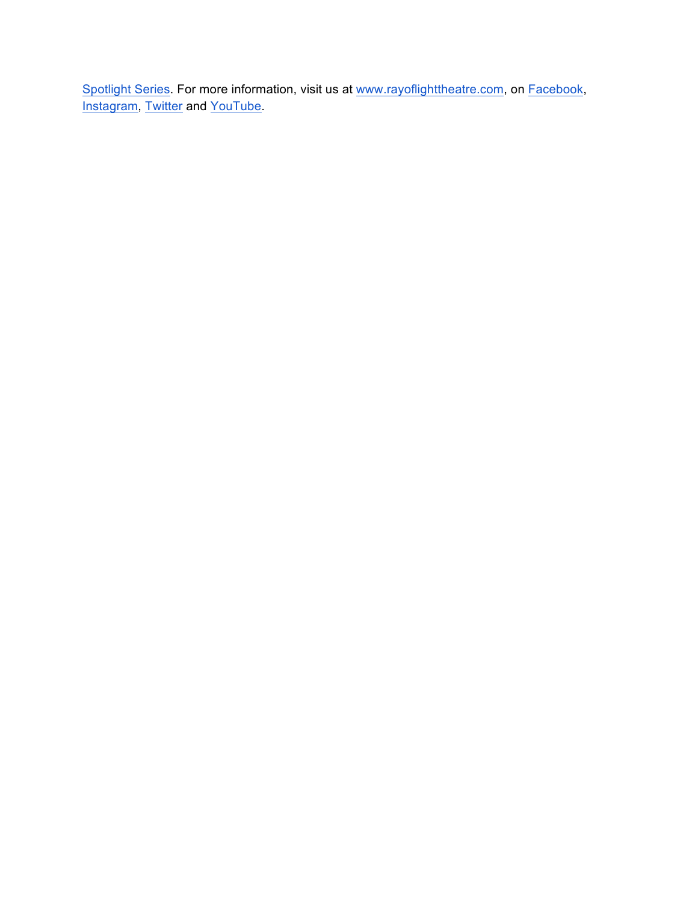Spotlight Series. For more information, visit us at www.rayoflighttheatre.com, on Facebook, Instagram, Twitter and YouTube.